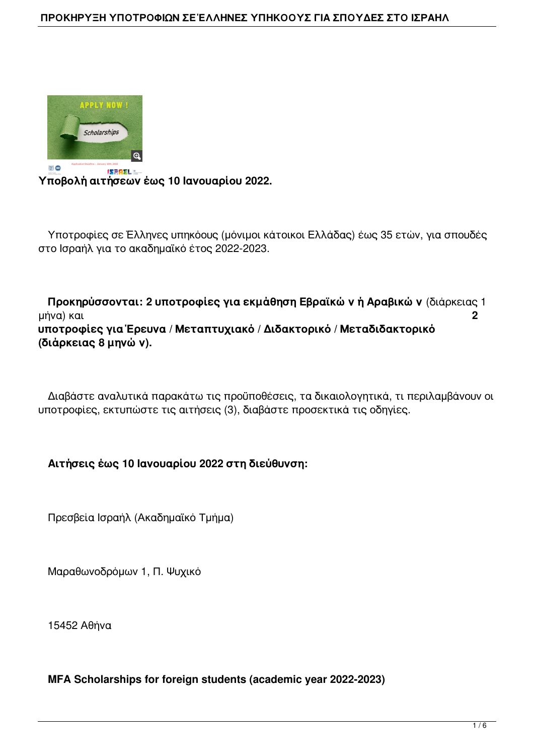**Υποβολή αιτήσεων έως 10 Ιανουαρίου 2022.**

Υποτροφίες σε Έλληνες υπηκόους (μόνιμοι κάτοικοι Ελλάδας) έως 35 ετών, για σπουδές στο Ισραήλ για το ακαδημαϊκό έτος 2022-2023.

**Προκηρύσσονται: 2 υποτροφίες για εκμάθηση Εβραϊκώ ν ή Αραβικώ ν** (διάρκειας 1 μήνα) και **2 υποτροφίες για Έρευνα / Μεταπτυχιακό / Διδακτορικό / Μεταδιδακτορικό (διάρκειας 8 μηνώ ν).**

Διαβάστε αναλυτικά παρακάτω τις προϋποθέσεις, τα δικαιολογητικά, τι περιλαμβάνουν οι υποτροφίες, εκτυπώστε τις αιτήσεις (3), διαβάστε προσεκτικά τις οδηγίες.

**Αιτήσεις έως 10 Ιανουαρίου 2022 στη διεύθυνση:**

Πρεσβεία Ισραήλ (Ακαδημαϊκό Τμήμα)

Μαραθωνοδρόμων 1, Π. Ψυχικό

15452 Αθήνα

**MFA Scholarships for foreign students (academic year 2022-2023)**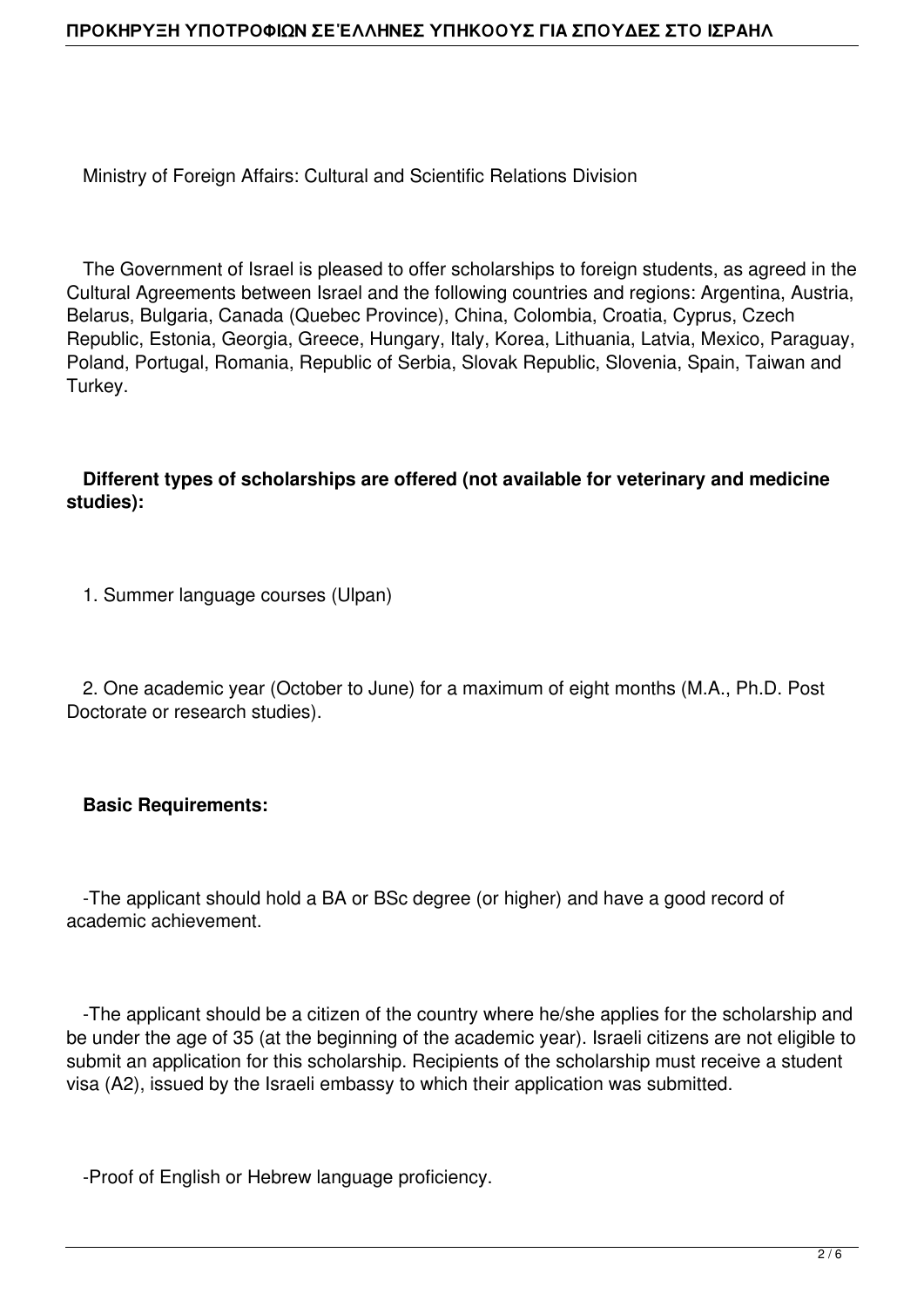Ministry of Foreign Affairs: Cultural and Scientific Relations Division

The Government of Israel is pleased to offer scholarships to foreign students, as agreed in the Cultural Agreements between Israel and the following countries and regions: Argentina, Austria, Belarus, Bulgaria, Canada (Quebec Province), China, Colombia, Croatia, Cyprus, Czech Republic, Estonia, Georgia, Greece, Hungary, Italy, Korea, Lithuania, Latvia, Mexico, Paraguay, Poland, Portugal, Romania, Republic of Serbia, Slovak Republic, Slovenia, Spain, Taiwan and Turkey.

**Different types of scholarships are offered (not available for veterinary and medicine studies):**

1. Summer language courses (Ulpan)

2. One academic year (October to June) for a maximum of eight months (M.A., Ph.D. Post Doctorate or research studies).

**Basic Requirements:**

-The applicant should hold a BA or BSc degree (or higher) and have a good record of academic achievement.

-The applicant should be a citizen of the country where he/she applies for the scholarship and be under the age of 35 (at the beginning of the academic year). Israeli citizens are not eligible to submit an application for this scholarship. Recipients of the scholarship must receive a student visa (A2), issued by the Israeli embassy to which their application was submitted.

-Proof of English or Hebrew language proficiency.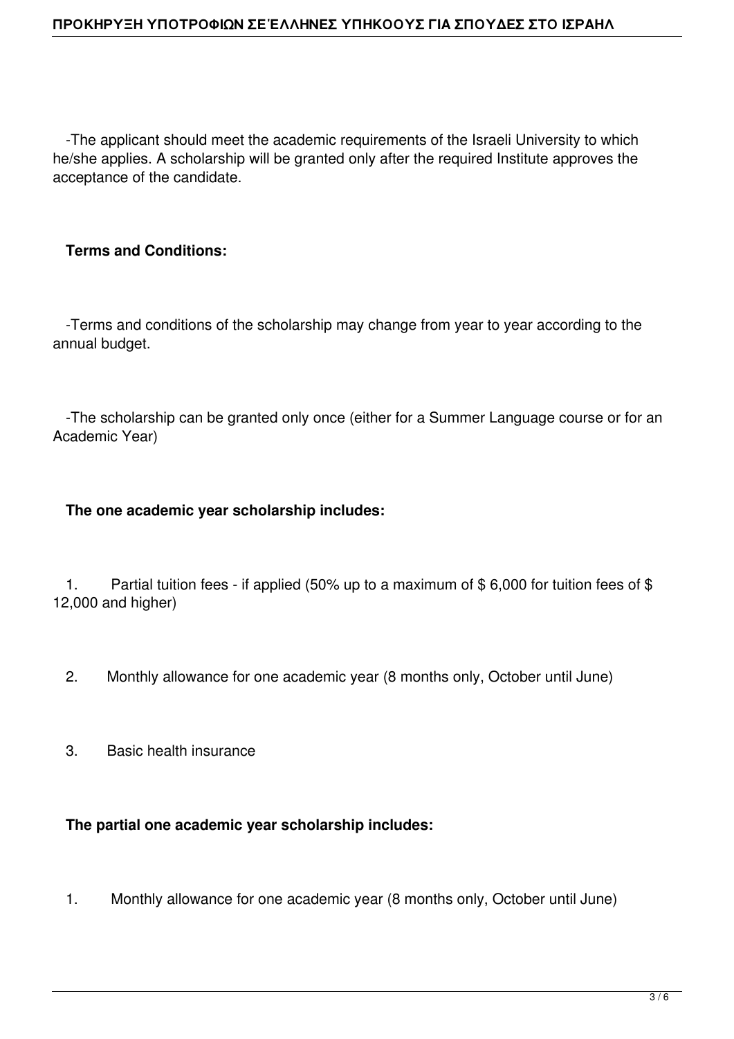-The applicant should meet the academic requirements of the Israeli University to which he/she applies. A scholarship will be granted only after the required Institute approves the acceptance of the candidate.

**Terms and Conditions:**

-Terms and conditions of the scholarship may change from year to year according to the annual budget.

-The scholarship can be granted only once (either for a Summer Language course or for an Academic Year)

**The one academic year scholarship includes:**

1. Partial tuition fees - if applied (50% up to a maximum of $ 6,000 for tuition fees of $ 12,000 and higher)

2. Monthly allowance for one academic year (8 months only, October until June)

3. Basic health insurance

**The partial one academic year scholarship includes:**

1. Monthly allowance for one academic year (8 months only, October until June)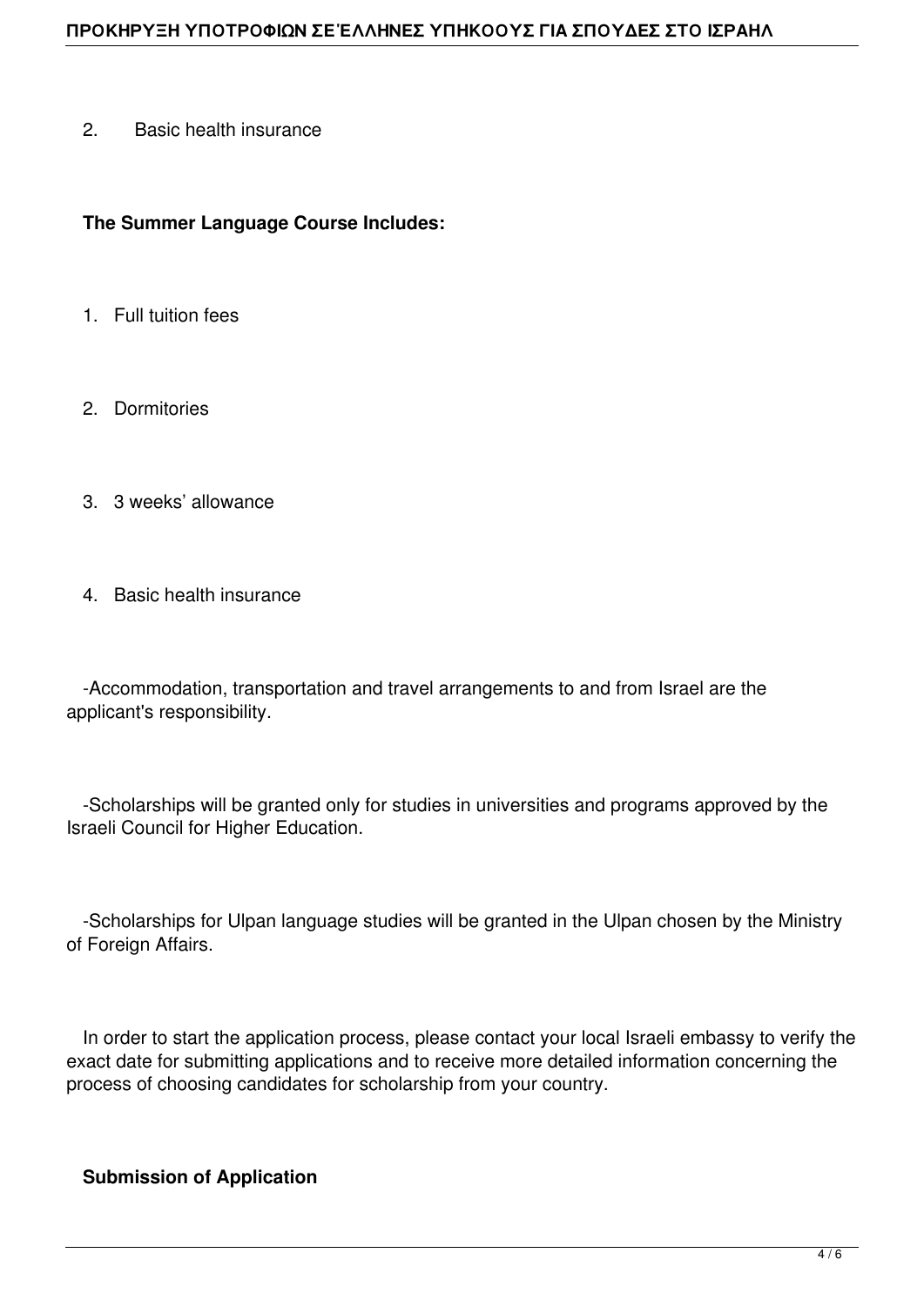2. Basic health insurance

**The Summer Language Course Includes:**

1. Full tuition fees

2. Dormitories

3. 3 weeks' allowance

4. Basic health insurance

-Accommodation, transportation and travel arrangements to and from Israel are the applicant's responsibility.

-Scholarships will be granted only for studies in universities and programs approved by the Israeli Council for Higher Education.

-Scholarships for Ulpan language studies will be granted in the Ulpan chosen by the Ministry of Foreign Affairs.

In order to start the application process, please contact your local Israeli embassy to verify the exact date for submitting applications and to receive more detailed information concerning the process of choosing candidates for scholarship from your country.

**Submission of Application**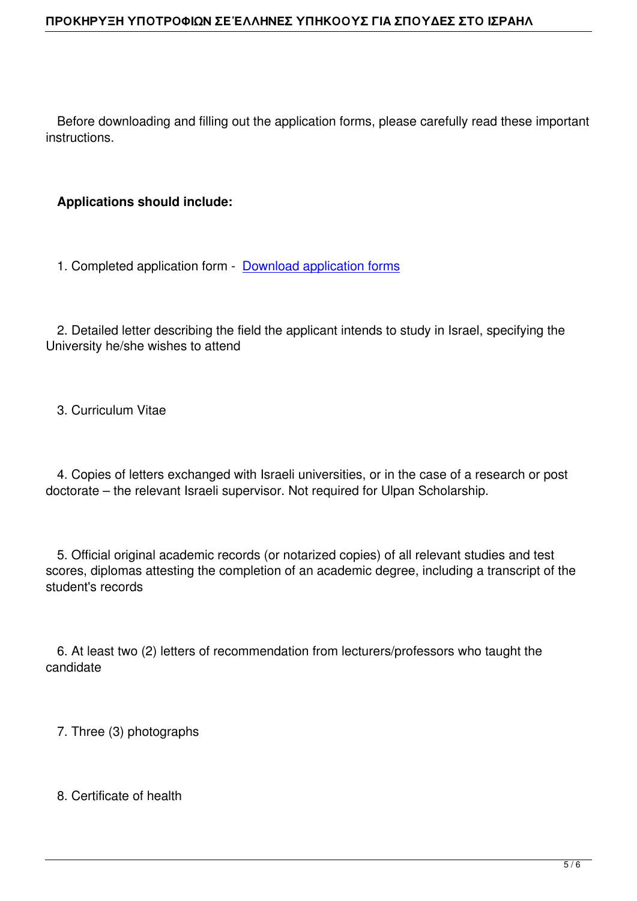Before downloading and filling out the application forms, please carefully read these important instructions.

**Applications should include:**

1. Completed application form - [Download application forms]

2. Detailed letter describing the field the applicant intends to study in Israel, specifying the University he/she wishes to attend

3. Curriculum Vitae

4. Copies of letters exchanged with Israeli universities, or in the case of a research or post doctorate – the relevant Israeli supervisor. Not required for Ulpan Scholarship.

5. Official original academic records (or notarized copies) of all relevant studies and test scores, diplomas attesting the completion of an academic degree, including a transcript of the student's records

6. At least two (2) letters of recommendation from lecturers/professors who taught the candidate

7. Three (3) photographs

8. Certificate of health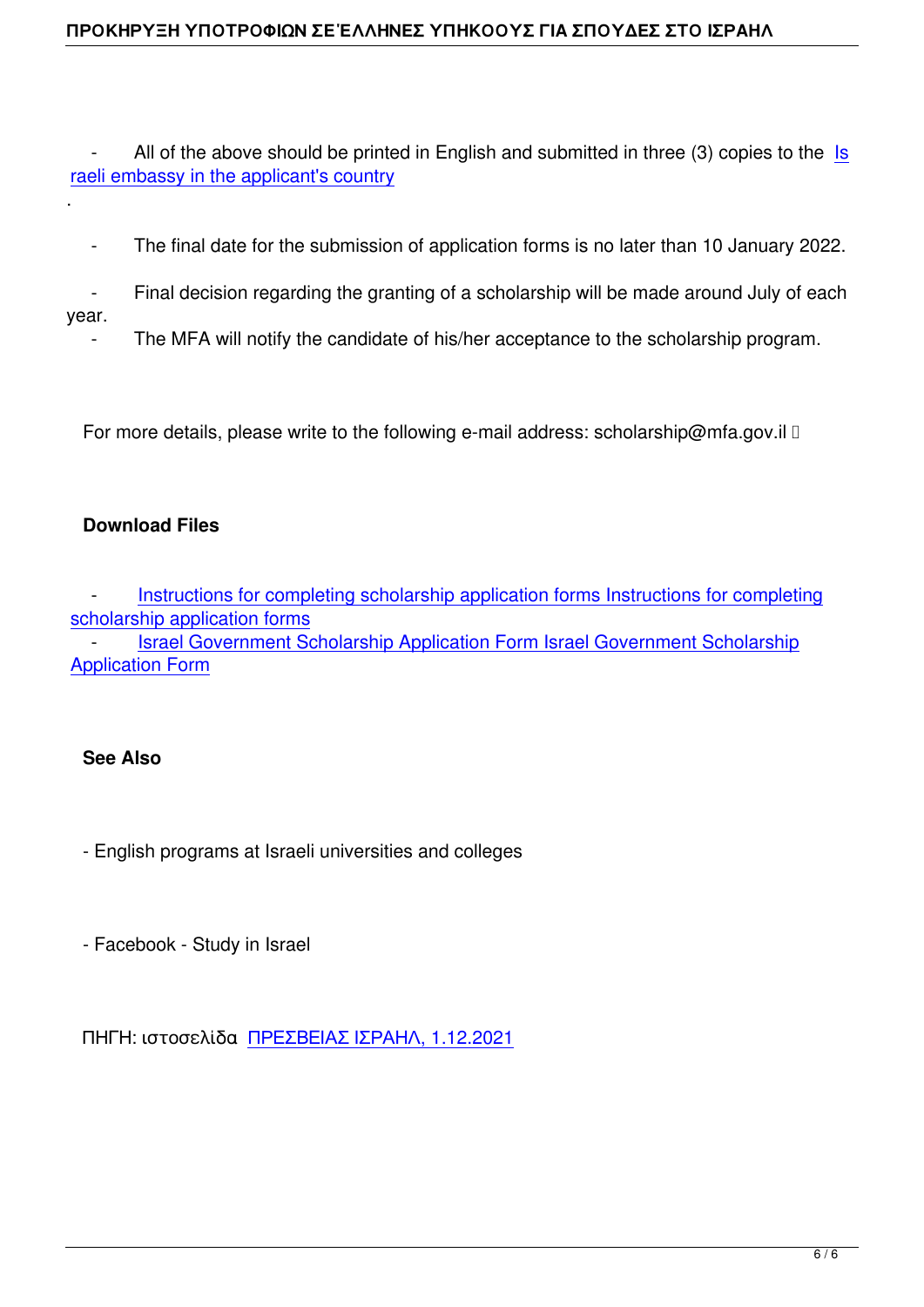- All of the above should be printed in English and submitted in three (3) copies to the Israeli embassy in the applicant's country

.

- The final date for the submission of application forms is no later than 10 January 2022.
- Final decision regarding the granting of a scholarship will be made around July of each year.
- The MFA will notify the candidate of his/her acceptance to the scholarship program.

For more details, please write to the following e-mail address: scholarship@mfa.gov.il

**Download Files**

- Instructions for completing scholarship application forms Instructions for completing scholarship application forms
- Israel Government Scholarship Application Form Israel Government Scholarship Application Form

**See Also**

- English programs at Israeli universities and colleges

- Facebook - Study in Israel

ΠΗΓΗ: ιστοσελίδα ΠΡΕΣΒΕΙΑΣ ΙΣΡΑΗΛ, 1.12.2021